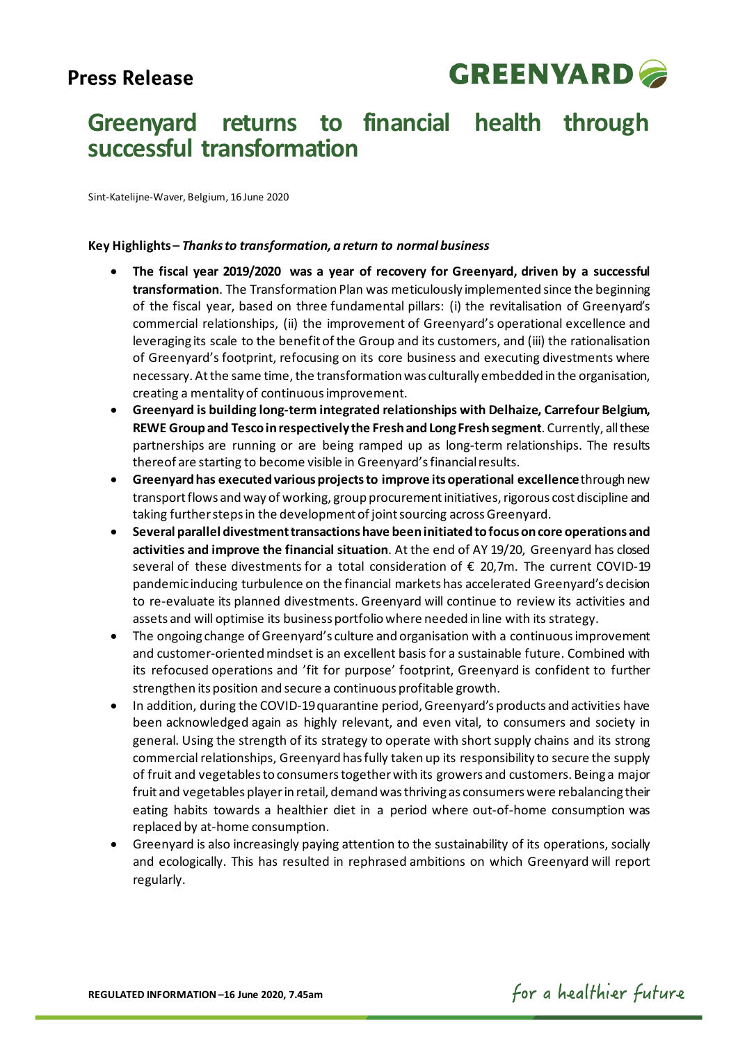**Press Release**

# Greenyard returns to financial health through successful transformation

Sint-Katelijne-Waver, Belgium, 16 June 2020

**Key Highlights –** ***Thanks to transformation, a return to normal business***

- **The fiscal year 2019/2020 was a year of recovery for Greenyard, driven by a successful transformation**. The Transformation Plan was meticulously implemented since the beginning of the fiscal year, based on three fundamental pillars: (i) the revitalisation of Greenyard's commercial relationships, (ii) the improvement of Greenyard's operational excellence and leveraging its scale to the benefit of the Group and its customers, and (iii) the rationalisation of Greenyard's footprint, refocusing on its core business and executing divestments where necessary. At the same time, the transformation was culturally embedded in the organisation, creating a mentality of continuous improvement.
- **Greenyard is building long-term integrated relationships with Delhaize, Carrefour Belgium, REWE Group and Tesco in respectively the Fresh and Long Fresh segment**. Currently, all these partnerships are running or are being ramped up as long-term relationships. The results thereof are starting to become visible in Greenyard's financial results.
- **Greenyard has executed various projects to improve its operational excellence** through new transport flows and way of working, group procurement initiatives, rigorous cost discipline and taking further steps in the development of joint sourcing across Greenyard.
- **Several parallel divestment transactions have been initiated to focus on core operations and activities and improve the financial situation**. At the end of AY 19/20, Greenyard has closed several of these divestments for a total consideration of € 20,7m. The current COVID-19 pandemic inducing turbulence on the financial markets has accelerated Greenyard's decision to re-evaluate its planned divestments. Greenyard will continue to review its activities and assets and will optimise its business portfolio where needed in line with its strategy.
- The ongoing change of Greenyard's culture and organisation with a continuous improvement and customer-oriented mindset is an excellent basis for a sustainable future. Combined with its refocused operations and 'fit for purpose' footprint, Greenyard is confident to further strengthen its position and secure a continuous profitable growth.
- In addition, during the COVID-19 quarantine period, Greenyard's products and activities have been acknowledged again as highly relevant, and even vital, to consumers and society in general. Using the strength of its strategy to operate with short supply chains and its strong commercial relationships, Greenyard has fully taken up its responsibility to secure the supply of fruit and vegetables to consumers together with its growers and customers. Being a major fruit and vegetables player in retail, demand was thriving as consumers were rebalancing their eating habits towards a healthier diet in a period where out-of-home consumption was replaced by at-home consumption.
- Greenyard is also increasingly paying attention to the sustainability of its operations, socially and ecologically. This has resulted in rephrased ambitions on which Greenyard will report regularly.

**REGULATED INFORMATION – 16 June 2020, 7.45am**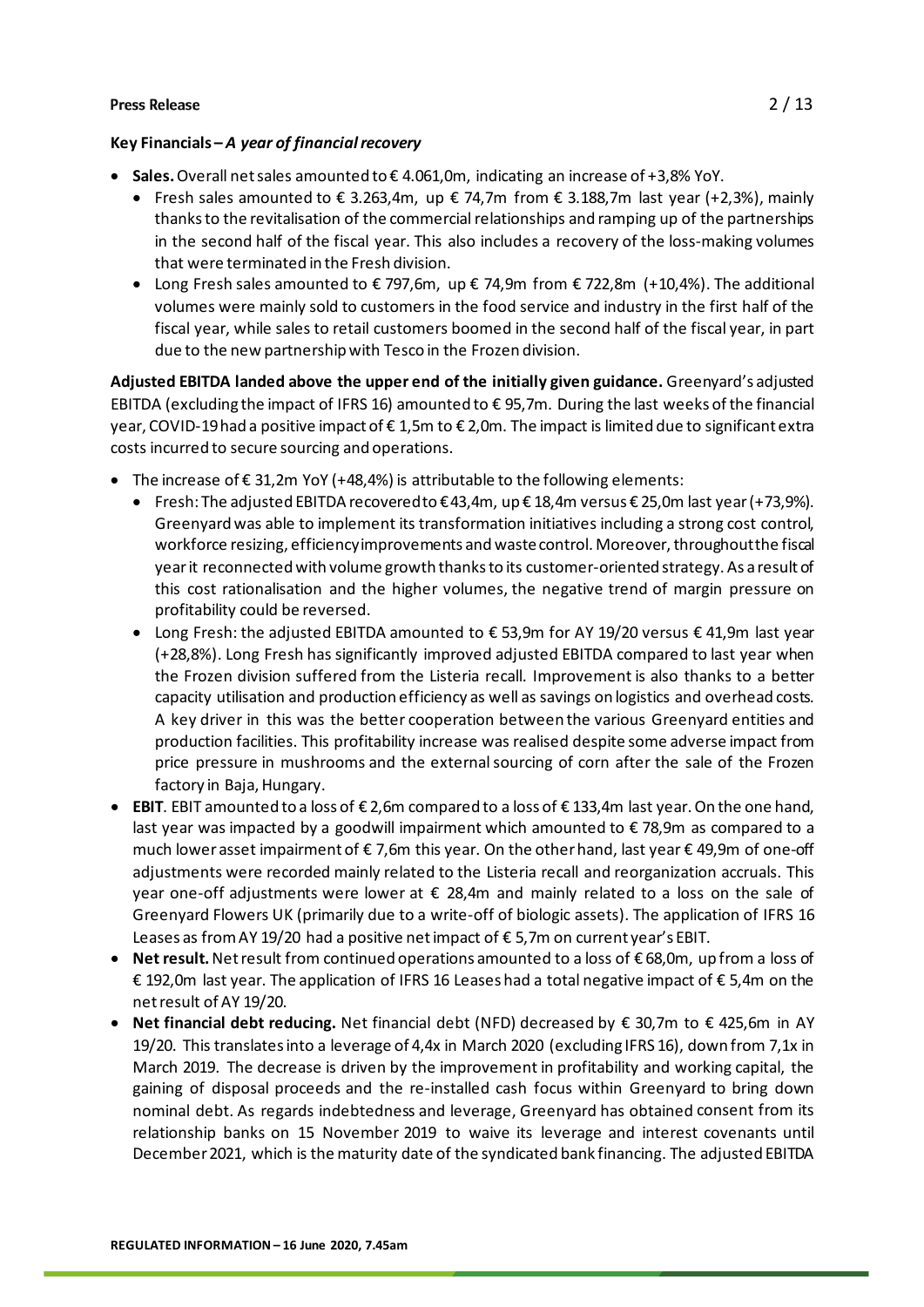**Key Financials –** ***A year of financial recovery***

- **Sales.** Overall net sales amounted to € 4.061,0m, indicating an increase of +3,8% YoY.
  - Fresh sales amounted to € 3.263,4m, up € 74,7m from € 3.188,7m last year (+2,3%), mainly thanks to the revitalisation of the commercial relationships and ramping up of the partnerships in the second half of the fiscal year. This also includes a recovery of the loss-making volumes that were terminated in the Fresh division.
  - Long Fresh sales amounted to € 797,6m, up € 74,9m from € 722,8m (+10,4%). The additional volumes were mainly sold to customers in the food service and industry in the first half of the fiscal year, while sales to retail customers boomed in the second half of the fiscal year, in part due to the new partnership with Tesco in the Frozen division.

**Adjusted EBITDA landed above the upper end of the initially given guidance.** Greenyard's adjusted EBITDA (excluding the impact of IFRS 16) amounted to € 95,7m. During the last weeks of the financial year, COVID-19 had a positive impact of € 1,5m to € 2,0m. The impact is limited due to significant extra costs incurred to secure sourcing and operations.

- The increase of € 31,2m YoY (+48,4%) is attributable to the following elements:
  - Fresh: The adjusted EBITDA recovered to € 43,4m, up € 18,4m versus € 25,0m last year (+73,9%). Greenyard was able to implement its transformation initiatives including a strong cost control, workforce resizing, efficiency improvements and waste control. Moreover, throughout the fiscal year it reconnected with volume growth thanks to its customer-oriented strategy. As a result of this cost rationalisation and the higher volumes, the negative trend of margin pressure on profitability could be reversed.
  - Long Fresh: the adjusted EBITDA amounted to € 53,9m for AY 19/20 versus € 41,9m last year (+28,8%). Long Fresh has significantly improved adjusted EBITDA compared to last year when the Frozen division suffered from the Listeria recall. Improvement is also thanks to a better capacity utilisation and production efficiency as well as savings on logistics and overhead costs. A key driver in this was the better cooperation between the various Greenyard entities and production facilities. This profitability increase was realised despite some adverse impact from price pressure in mushrooms and the external sourcing of corn after the sale of the Frozen factory in Baja, Hungary.
- **EBIT**. EBIT amounted to a loss of € 2,6m compared to a loss of € 133,4m last year. On the one hand, last year was impacted by a goodwill impairment which amounted to € 78,9m as compared to a much lower asset impairment of € 7,6m this year. On the other hand, last year € 49,9m of one-off adjustments were recorded mainly related to the Listeria recall and reorganization accruals. This year one-off adjustments were lower at € 28,4m and mainly related to a loss on the sale of Greenyard Flowers UK (primarily due to a write-off of biologic assets). The application of IFRS 16 Leases as from AY 19/20 had a positive net impact of € 5,7m on current year's EBIT.
- **Net result.** Net result from continued operations amounted to a loss of € 68,0m, up from a loss of € 192,0m last year. The application of IFRS 16 Leases had a total negative impact of € 5,4m on the net result of AY 19/20.
- **Net financial debt reducing.** Net financial debt (NFD) decreased by € 30,7m to € 425,6m in AY 19/20. This translates into a leverage of 4,4x in March 2020 (excluding IFRS 16), down from 7,1x in March 2019. The decrease is driven by the improvement in profitability and working capital, the gaining of disposal proceeds and the re-installed cash focus within Greenyard to bring down nominal debt. As regards indebtedness and leverage, Greenyard has obtained consent from its relationship banks on 15 November 2019 to waive its leverage and interest covenants until December 2021, which is the maturity date of the syndicated bank financing. The adjusted EBITDA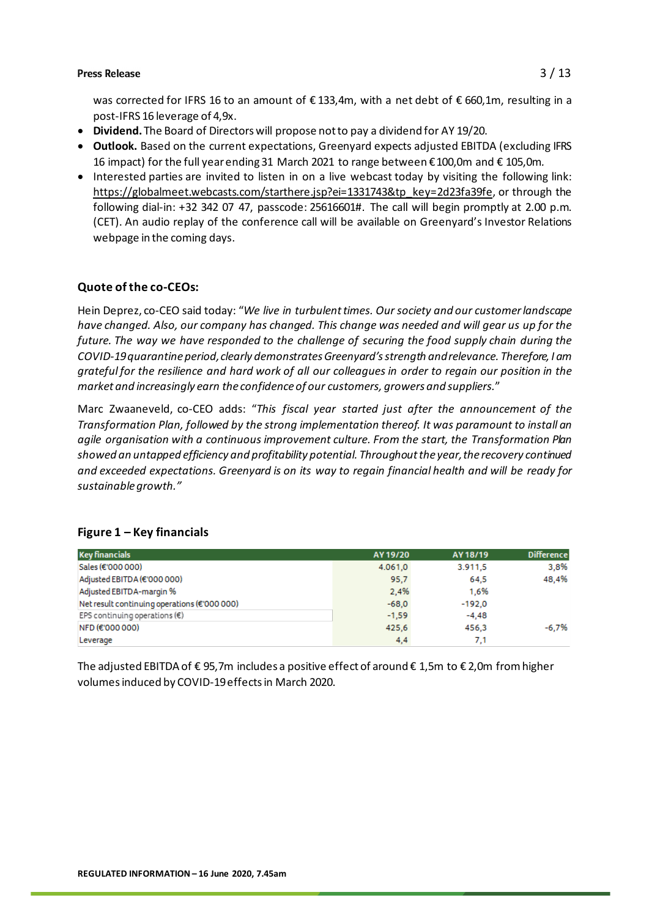was corrected for IFRS 16 to an amount of € 133,4m, with a net debt of € 660,1m, resulting in a post-IFRS 16 leverage of 4,9x.

- **Dividend.** The Board of Directors will propose not to pay a dividend for AY 19/20.
- **Outlook.** Based on the current expectations, Greenyard expects adjusted EBITDA (excluding IFRS 16 impact) for the full year ending 31 March 2021 to range between € 100,0m and € 105,0m.
- Interested parties are invited to listen in on a live webcast today by visiting the following link: https://globalmeet.webcasts.com/starthere.jsp?ei=1331743&tp_key=2d23fa39fe, or through the following dial-in: +32 342 07 47, passcode: 25616601#. The call will begin promptly at 2.00 p.m. (CET). An audio replay of the conference call will be available on Greenyard's Investor Relations webpage in the coming days.

## Quote of the co-CEOs:

Hein Deprez, co-CEO said today: "*We live in turbulent times. Our society and our customer landscape have changed. Also, our company has changed. This change was needed and will gear us up for the future. The way we have responded to the challenge of securing the food supply chain during the COVID-19 quarantine period, clearly demonstrates Greenyard's strength and relevance. Therefore, I am grateful for the resilience and hard work of all our colleagues in order to regain our position in the market and increasingly earn the confidence of our customers, growers and suppliers.*"

Marc Zwaaneveld, co-CEO adds: "*This fiscal year started just after the announcement of the Transformation Plan, followed by the strong implementation thereof. It was paramount to install an agile organisation with a continuous improvement culture. From the start, the Transformation Plan showed an untapped efficiency and profitability potential. Throughout the year, the recovery continued and exceeded expectations. Greenyard is on its way to regain financial health and will be ready for sustainable growth.*"

## Figure 1 – Key financials

| Key financials | AY 19/20 | AY 18/19 | Difference |
|---|---|---|---|
| Sales (€'000 000) | 4.061,0 | 3.911,5 | 3,8% |
| Adjusted EBITDA (€'000 000) | 95,7 | 64,5 | 48,4% |
| Adjusted EBITDA-margin % | 2,4% | 1,6% | |
| Net result continuing operations (€'000 000) | -68,0 | -192,0 | |
| EPS continuing operations (€) | -1,59 | -4,48 | |
| NFD (€'000 000) | 425,6 | 456,3 | -6,7% |
| Leverage | 4,4 | 7,1 | |

The adjusted EBITDA of € 95,7m includes a positive effect of around € 1,5m to € 2,0m from higher volumes induced by COVID-19 effects in March 2020.

**REGULATED INFORMATION – 16 June 2020, 7.45am**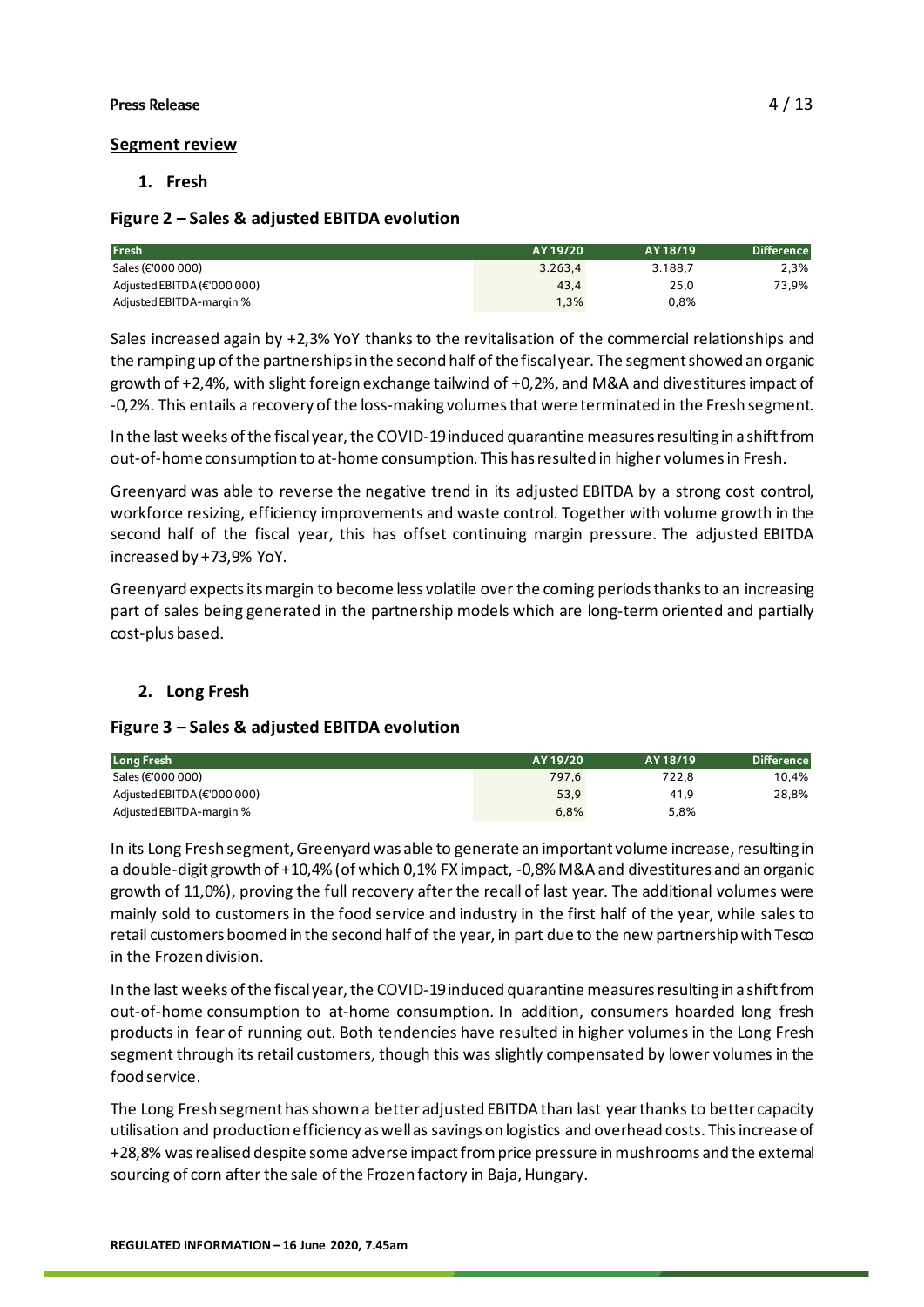**Press Release**

## Segment review

### 1. Fresh

### Figure 2 – Sales & adjusted EBITDA evolution

| Fresh | AY 19/20 | AY 18/19 | Difference |
|---|---|---|---|
| Sales (€'000 000) | 3.263,4 | 3.188,7 | 2,3% |
| Adjusted EBITDA (€'000 000) | 43,4 | 25,0 | 73,9% |
| Adjusted EBITDA-margin % | 1,3% | 0,8% | |

Sales increased again by +2,3% YoY thanks to the revitalisation of the commercial relationships and the ramping up of the partnerships in the second half of the fiscal year. The segment showed an organic growth of +2,4%, with slight foreign exchange tailwind of +0,2%, and M&A and divestitures impact of -0,2%. This entails a recovery of the loss-making volumes that were terminated in the Fresh segment.

In the last weeks of the fiscal year, the COVID-19 induced quarantine measures resulting in a shift from out-of-home consumption to at-home consumption. This has resulted in higher volumes in Fresh.

Greenyard was able to reverse the negative trend in its adjusted EBITDA by a strong cost control, workforce resizing, efficiency improvements and waste control. Together with volume growth in the second half of the fiscal year, this has offset continuing margin pressure. The adjusted EBITDA increased by +73,9% YoY.

Greenyard expects its margin to become less volatile over the coming periods thanks to an increasing part of sales being generated in the partnership models which are long-term oriented and partially cost-plus based.

### 2. Long Fresh

### Figure 3 – Sales & adjusted EBITDA evolution

| Long Fresh | AY 19/20 | AY 18/19 | Difference |
|---|---|---|---|
| Sales (€'000 000) | 797,6 | 722,8 | 10,4% |
| Adjusted EBITDA (€'000 000) | 53,9 | 41,9 | 28,8% |
| Adjusted EBITDA-margin % | 6,8% | 5,8% | |

In its Long Fresh segment, Greenyard was able to generate an important volume increase, resulting in a double-digit growth of +10,4% (of which 0,1% FX impact, -0,8% M&A and divestitures and an organic growth of 11,0%), proving the full recovery after the recall of last year. The additional volumes were mainly sold to customers in the food service and industry in the first half of the year, while sales to retail customers boomed in the second half of the year, in part due to the new partnership with Tesco in the Frozen division.

In the last weeks of the fiscal year, the COVID-19 induced quarantine measures resulting in a shift from out-of-home consumption to at-home consumption. In addition, consumers hoarded long fresh products in fear of running out. Both tendencies have resulted in higher volumes in the Long Fresh segment through its retail customers, though this was slightly compensated by lower volumes in the food service.

The Long Fresh segment has shown a better adjusted EBITDA than last year thanks to better capacity utilisation and production efficiency as well as savings on logistics and overhead costs. This increase of +28,8% was realised despite some adverse impact from price pressure in mushrooms and the external sourcing of corn after the sale of the Frozen factory in Baja, Hungary.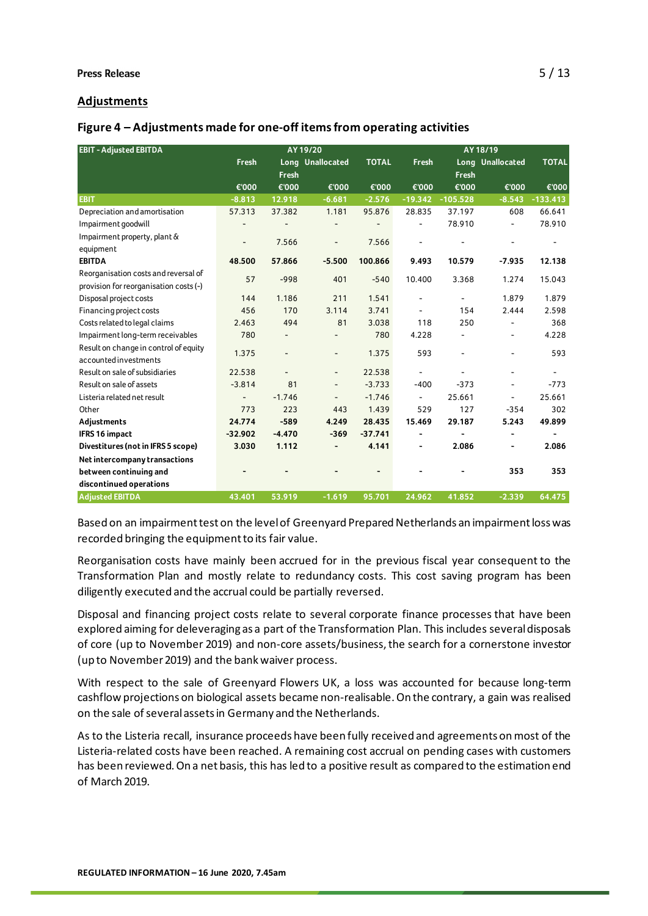## Adjustments

### Figure 4 – Adjustments made for one-off items from operating activities

| EBIT - Adjusted EBITDA | AY 19/20 | | | | AY 18/19 | | | |
|---|---|---|---|---|---|---|---|---|
| | Fresh | Long Fresh | Unallocated | TOTAL | Fresh | Long Fresh | Unallocated | TOTAL |
| | €'000 | €'000 | €'000 | €'000 | €'000 | €'000 | €'000 | €'000 |
| **EBIT** | -8.813 | 12.918 | -6.681 | -2.576 | -19.342 | -105.528 | -8.543 | -133.413 |
| Depreciation and amortisation | 57.313 | 37.382 | 1.181 | 95.876 | 28.835 | 37.197 | 608 | 66.641 |
| Impairment goodwill | - | - | - | - | - | 78.910 | - | 78.910 |
| Impairment property, plant & equipment | - | 7.566 | - | 7.566 | - | - | - | - |
| **EBITDA** | **48.500** | **57.866** | **-5.500** | **100.866** | **9.493** | **10.579** | **-7.935** | **12.138** |
| Reorganisation costs and reversal of provision for reorganisation costs (-) | 57 | -998 | 401 | -540 | 10.400 | 3.368 | 1.274 | 15.043 |
| Disposal project costs | 144 | 1.186 | 211 | 1.541 | - | - | 1.879 | 1.879 |
| Financing project costs | 456 | 170 | 3.114 | 3.741 | - | 154 | 2.444 | 2.598 |
| Costs related to legal claims | 2.463 | 494 | 81 | 3.038 | 118 | 250 | - | 368 |
| Impairment long-term receivables | 780 | - | - | 780 | 4.228 | - | - | 4.228 |
| Result on change in control of equity accounted investments | 1.375 | - | - | 1.375 | 593 | - | - | 593 |
| Result on sale of subsidiaries | 22.538 | - | - | 22.538 | - | - | - | - |
| Result on sale of assets | -3.814 | 81 | - | -3.733 | -400 | -373 | - | -773 |
| Listeria related net result | - | -1.746 | - | -1.746 | - | 25.661 | - | 25.661 |
| Other | 773 | 223 | 443 | 1.439 | 529 | 127 | -354 | 302 |
| **Adjustments** | **24.774** | **-589** | **4.249** | **28.435** | **15.469** | **29.187** | **5.243** | **49.899** |
| **IFRS 16 impact** | **-32.902** | **-4.470** | **-369** | **-37.741** | **-** | **-** | **-** | **-** |
| **Divestitures (not in IFRS 5 scope)** | **3.030** | **1.112** | **-** | **4.141** | **-** | **2.086** | **-** | **2.086** |
| **Net intercompany transactions between continuing and discontinued operations** | **-** | **-** | **-** | **-** | **-** | **-** | **353** | **353** |
| **Adjusted EBITDA** | **43.401** | **53.919** | **-1.619** | **95.701** | **24.962** | **41.852** | **-2.339** | **64.475** |

Based on an impairment test on the level of Greenyard Prepared Netherlands an impairment loss was recorded bringing the equipment to its fair value.

Reorganisation costs have mainly been accrued for in the previous fiscal year consequent to the Transformation Plan and mostly relate to redundancy costs. This cost saving program has been diligently executed and the accrual could be partially reversed.

Disposal and financing project costs relate to several corporate finance processes that have been explored aiming for deleveraging as a part of the Transformation Plan. This includes several disposals of core (up to November 2019) and non-core assets/business, the search for a cornerstone investor (up to November 2019) and the bank waiver process.

With respect to the sale of Greenyard Flowers UK, a loss was accounted for because long-term cashflow projections on biological assets became non-realisable. On the contrary, a gain was realised on the sale of several assets in Germany and the Netherlands.

As to the Listeria recall, insurance proceeds have been fully received and agreements on most of the Listeria-related costs have been reached. A remaining cost accrual on pending cases with customers has been reviewed. On a net basis, this has led to a positive result as compared to the estimation end of March 2019.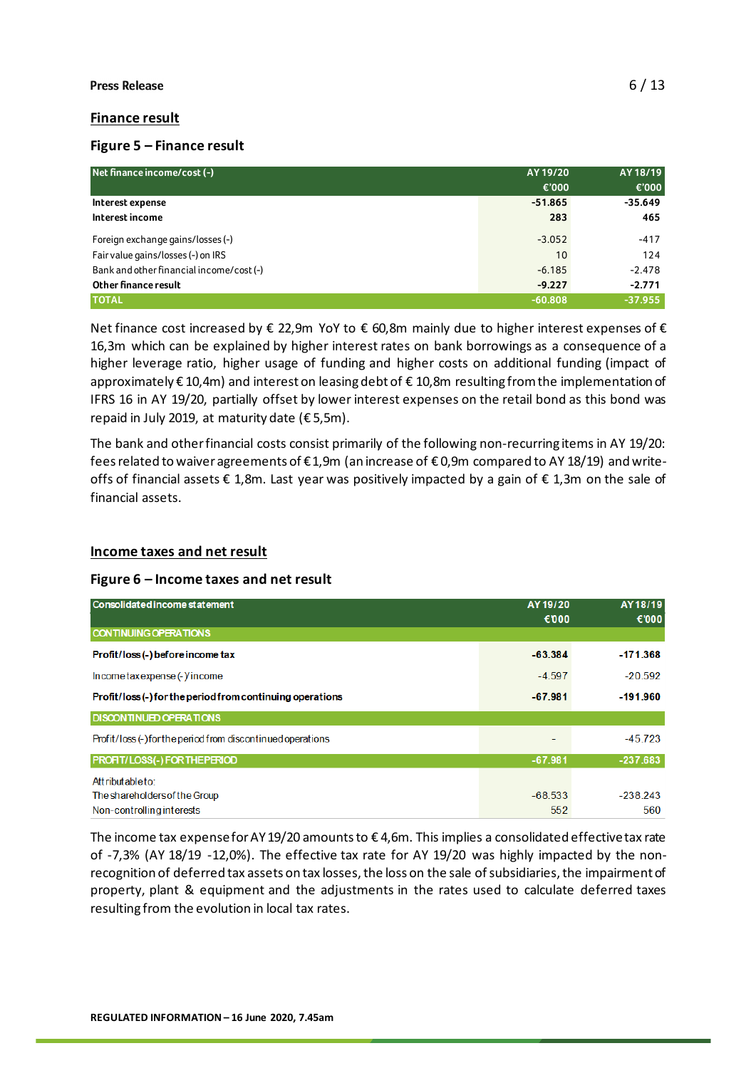## Finance result

### Figure 5 – Finance result

| Net finance income/cost (-) | AY 19/20 €'000 | AY 18/19 €'000 |
|---|---|---|
| **Interest expense** | **-51.865** | **-35.649** |
| **Interest income** | **283** | **465** |
| Foreign exchange gains/losses (-) | -3.052 | -417 |
| Fair value gains/losses (-) on IRS | 10 | 124 |
| Bank and other financial income/cost (-) | -6.185 | -2.478 |
| **Other finance result** | **-9.227** | **-2.771** |
| **TOTAL** | **-60.808** | **-37.955** |

Net finance cost increased by € 22,9m YoY to € 60,8m mainly due to higher interest expenses of € 16,3m which can be explained by higher interest rates on bank borrowings as a consequence of a higher leverage ratio, higher usage of funding and higher costs on additional funding (impact of approximately € 10,4m) and interest on leasing debt of € 10,8m resulting from the implementation of IFRS 16 in AY 19/20, partially offset by lower interest expenses on the retail bond as this bond was repaid in July 2019, at maturity date (€ 5,5m).

The bank and other financial costs consist primarily of the following non-recurring items in AY 19/20: fees related to waiver agreements of € 1,9m (an increase of € 0,9m compared to AY 18/19) and write-offs of financial assets € 1,8m. Last year was positively impacted by a gain of € 1,3m on the sale of financial assets.

## Income taxes and net result

### Figure 6 – Income taxes and net result

| Consolidated income statement | AY 19/20 €'000 | AY 18/19 €'000 |
|---|---|---|
| **CONTINUING OPERATIONS** | | |
| **Profit/loss (-) before income tax** | **-63.384** | **-171.368** |
| Income tax expense (-)/income | -4.597 | -20.592 |
| **Profit/loss (-) for the period from continuing operations** | **-67.981** | **-191.960** |
| **DISCONTINUED OPERATIONS** | | |
| Profit/loss (-) for the period from discontinued operations | - | -45.723 |
| **PROFIT/LOSS(-) FOR THE PERIOD** | **-67.981** | **-237.683** |
| Attributable to: | | |
| The shareholders of the Group | -68.533 | -238.243 |
| Non-controlling interests | 552 | 560 |

The income tax expense for AY 19/20 amounts to € 4,6m. This implies a consolidated effective tax rate of -7,3% (AY 18/19 -12,0%). The effective tax rate for AY 19/20 was highly impacted by the non-recognition of deferred tax assets on tax losses, the loss on the sale of subsidiaries, the impairment of property, plant & equipment and the adjustments in the rates used to calculate deferred taxes resulting from the evolution in local tax rates.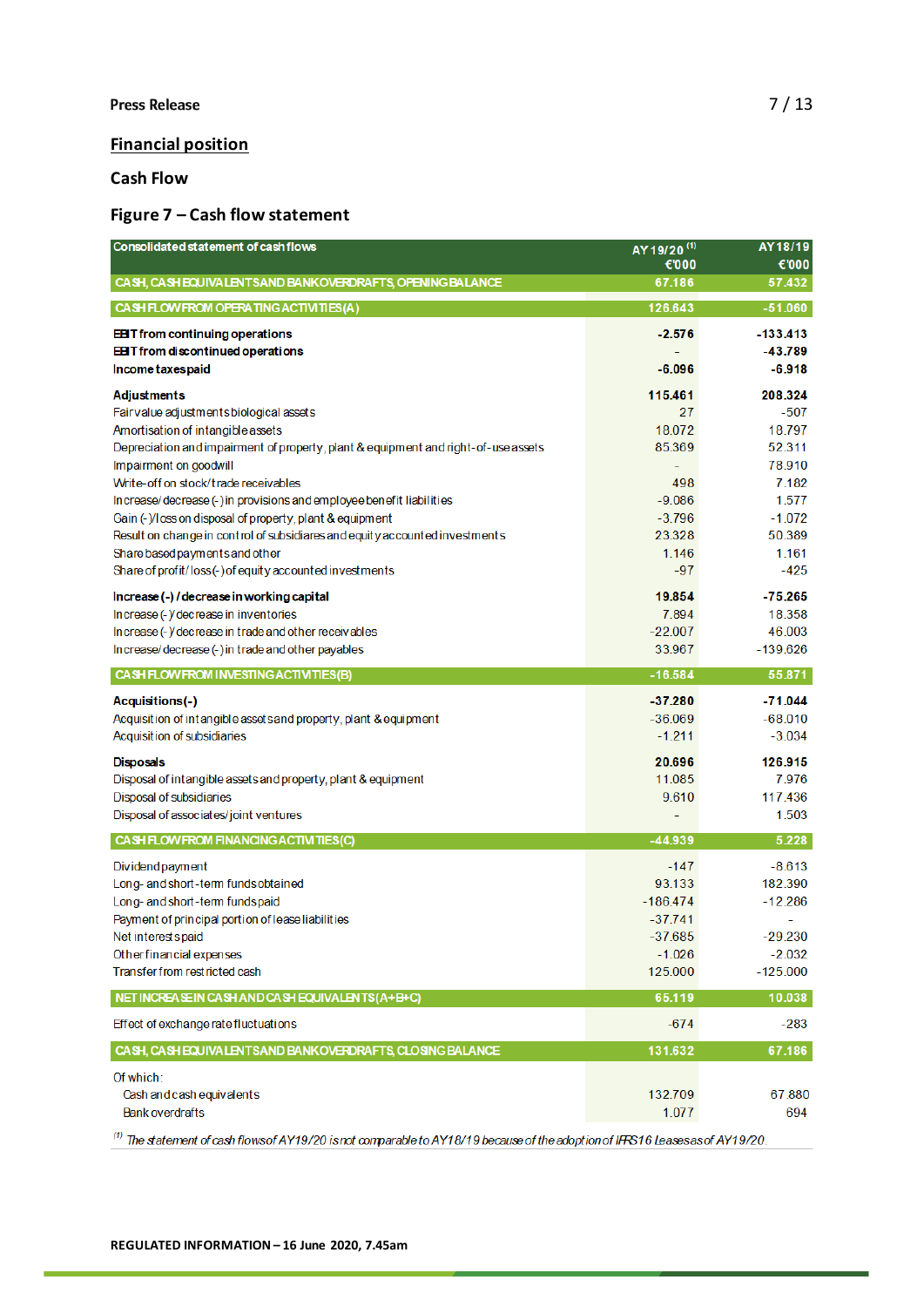**Press Release**

## Financial position

### Cash Flow

### Figure 7 – Cash flow statement

| Consolidated statement of cash flows | AY 19/20 [(1)] €'000 | AY 18/19 €'000 |
|---|---|---|
| **CASH, CASH EQUIVALENTS AND BANK OVERDRAFTS, OPENING BALANCE** | **67.186** | **57.432** |
| **CASH FLOW FROM OPERATING ACTIVITIES (A)** | **126.643** | **-51.060** |
| **EBIT from continuing operations** | **-2.576** | **-133.413** |
| **EBIT from discontinued operations** | **-** | **-43.789** |
| **Income taxes paid** | **-6.096** | **-6.918** |
| **Adjustments** | **115.461** | **208.324** |
| Fair value adjustments biological assets | 27 | -507 |
| Amortisation of intangible assets | 18.072 | 18.797 |
| Depreciation and impairment of property, plant & equipment and right-of-use assets | 85.369 | 52.311 |
| Impairment on goodwill | - | 78.910 |
| Write-off on stock/trade receivables | 498 | 7.182 |
| Increase/ decrease (-) in provisions and employee benefit liabilities | -9.086 | 1.577 |
| Gain (-)/loss on disposal of property, plant & equipment | -3.796 | -1.072 |
| Result on change in control of subsidiaries and equity accounted investments | 23.328 | 50.389 |
| Share based payments and other | 1.146 | 1.161 |
| Share of profit/ loss (-) of equity accounted investments | -97 | -425 |
| **Increase (-) / decrease in working capital** | **19.854** | **-75.265** |
| Increase (-)/ decrease in inventories | 7.894 | 18.358 |
| Increase (-)/ decrease in trade and other receivables | -22.007 | 46.003 |
| Increase/ decrease (-) in trade and other payables | 33.967 | -139.626 |
| **CASH FLOW FROM INVESTING ACTIVITIES (B)** | **-16.584** | **55.871** |
| **Acquisitions (-)** | **-37.280** | **-71.044** |
| Acquisition of intangible assets and property, plant & equipment | -36.069 | -68.010 |
| Acquisition of subsidiaries | -1.211 | -3.034 |
| **Disposals** | **20.696** | **126.915** |
| Disposal of intangible assets and property, plant & equipment | 11.085 | 7.976 |
| Disposal of subsidiaries | 9.610 | 117.436 |
| Disposal of associates/joint ventures | - | 1.503 |
| **CASH FLOW FROM FINANCING ACTIVITIES (C)** | **-44.939** | **5.228** |
| Dividend payment | -147 | -8.613 |
| Long- and short-term funds obtained | 93.133 | 182.390 |
| Long- and short-term funds paid | -186.474 | -12.286 |
| Payment of principal portion of lease liabilities | -37.741 | - |
| Net interests paid | -37.685 | -29.230 |
| Other financial expenses | -1.026 | -2.032 |
| Transfer from restricted cash | 125.000 | -125.000 |
| **NET INCREASE IN CASH AND CASH EQUIVALENTS (A+B+C)** | **65.119** | **10.038** |
| Effect of exchange rate fluctuations | -674 | -283 |
| **CASH, CASH EQUIVALENTS AND BANK OVERDRAFTS, CLOSING BALANCE** | **131.632** | **67.186** |
| Of which: | | |
| Cash and cash equivalents | 132.709 | 67.880 |
| Bank overdrafts | 1.077 | 694 |

[(1)] *The statement of cash flows of AY19/20 is not comparable to AY18/19 because of the adoption of IFRS16 Leases as of AY19/20.*

**REGULATED INFORMATION – 16 June 2020, 7.45am**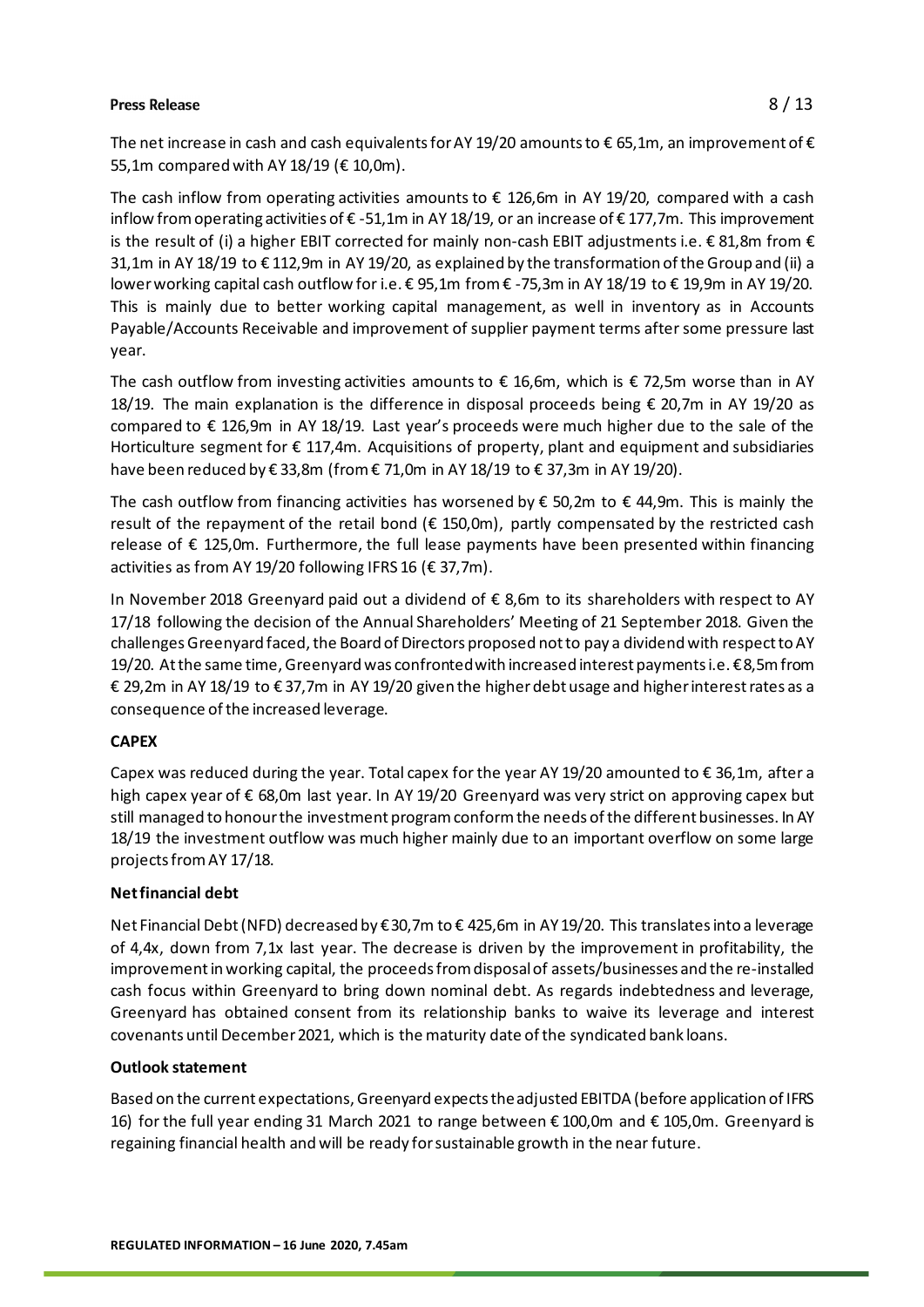The net increase in cash and cash equivalents for AY 19/20 amounts to € 65,1m, an improvement of € 55,1m compared with AY 18/19 (€ 10,0m).

The cash inflow from operating activities amounts to € 126,6m in AY 19/20, compared with a cash inflow from operating activities of € -51,1m in AY 18/19, or an increase of € 177,7m. This improvement is the result of (i) a higher EBIT corrected for mainly non-cash EBIT adjustments i.e. € 81,8m from € 31,1m in AY 18/19 to € 112,9m in AY 19/20, as explained by the transformation of the Group and (ii) a lower working capital cash outflow for i.e. € 95,1m from € -75,3m in AY 18/19 to € 19,9m in AY 19/20. This is mainly due to better working capital management, as well in inventory as in Accounts Payable/Accounts Receivable and improvement of supplier payment terms after some pressure last year.

The cash outflow from investing activities amounts to € 16,6m, which is € 72,5m worse than in AY 18/19. The main explanation is the difference in disposal proceeds being € 20,7m in AY 19/20 as compared to € 126,9m in AY 18/19. Last year's proceeds were much higher due to the sale of the Horticulture segment for € 117,4m. Acquisitions of property, plant and equipment and subsidiaries have been reduced by € 33,8m (from € 71,0m in AY 18/19 to € 37,3m in AY 19/20).

The cash outflow from financing activities has worsened by € 50,2m to € 44,9m. This is mainly the result of the repayment of the retail bond (€ 150,0m), partly compensated by the restricted cash release of € 125,0m. Furthermore, the full lease payments have been presented within financing activities as from AY 19/20 following IFRS 16 (€ 37,7m).

In November 2018 Greenyard paid out a dividend of € 8,6m to its shareholders with respect to AY 17/18 following the decision of the Annual Shareholders' Meeting of 21 September 2018. Given the challenges Greenyard faced, the Board of Directors proposed not to pay a dividend with respect to AY 19/20. At the same time, Greenyard was confronted with increased interest payments i.e. € 8,5m from € 29,2m in AY 18/19 to € 37,7m in AY 19/20 given the higher debt usage and higher interest rates as a consequence of the increased leverage.

**CAPEX**

Capex was reduced during the year. Total capex for the year AY 19/20 amounted to € 36,1m, after a high capex year of € 68,0m last year. In AY 19/20 Greenyard was very strict on approving capex but still managed to honour the investment program conform the needs of the different businesses. In AY 18/19 the investment outflow was much higher mainly due to an important overflow on some large projects from AY 17/18.

**Net financial debt**

Net Financial Debt (NFD) decreased by € 30,7m to € 425,6m in AY 19/20. This translates into a leverage of 4,4x, down from 7,1x last year. The decrease is driven by the improvement in profitability, the improvement in working capital, the proceeds from disposal of assets/businesses and the re-installed cash focus within Greenyard to bring down nominal debt. As regards indebtedness and leverage, Greenyard has obtained consent from its relationship banks to waive its leverage and interest covenants until December 2021, which is the maturity date of the syndicated bank loans.

**Outlook statement**

Based on the current expectations, Greenyard expects the adjusted EBITDA (before application of IFRS 16) for the full year ending 31 March 2021 to range between € 100,0m and € 105,0m. Greenyard is regaining financial health and will be ready for sustainable growth in the near future.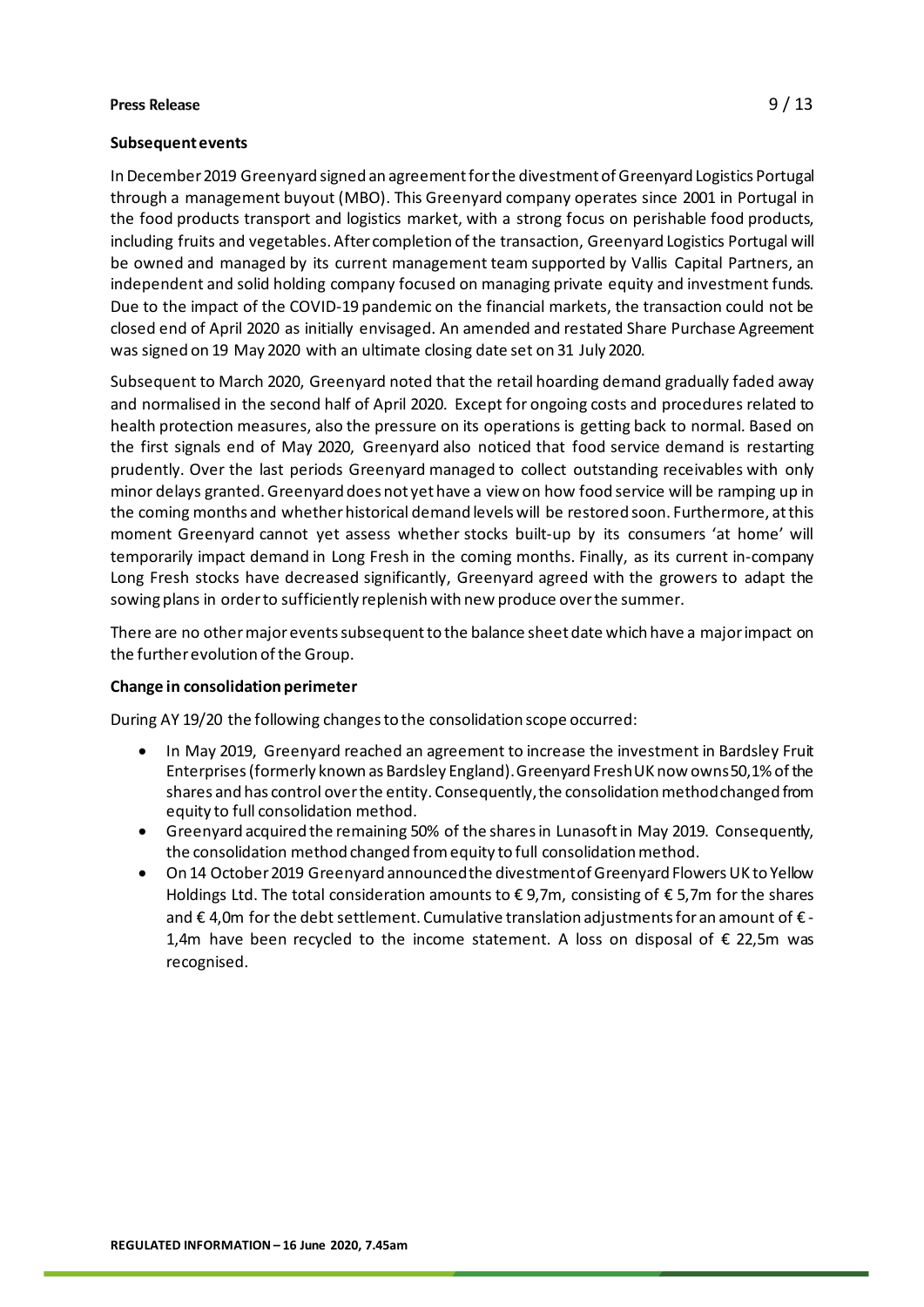**Subsequent events**

In December 2019 Greenyard signed an agreement for the divestment of Greenyard Logistics Portugal through a management buyout (MBO). This Greenyard company operates since 2001 in Portugal in the food products transport and logistics market, with a strong focus on perishable food products, including fruits and vegetables. After completion of the transaction, Greenyard Logistics Portugal will be owned and managed by its current management team supported by Vallis Capital Partners, an independent and solid holding company focused on managing private equity and investment funds. Due to the impact of the COVID-19 pandemic on the financial markets, the transaction could not be closed end of April 2020 as initially envisaged. An amended and restated Share Purchase Agreement was signed on 19 May 2020 with an ultimate closing date set on 31 July 2020.

Subsequent to March 2020, Greenyard noted that the retail hoarding demand gradually faded away and normalised in the second half of April 2020. Except for ongoing costs and procedures related to health protection measures, also the pressure on its operations is getting back to normal. Based on the first signals end of May 2020, Greenyard also noticed that food service demand is restarting prudently. Over the last periods Greenyard managed to collect outstanding receivables with only minor delays granted. Greenyard does not yet have a view on how food service will be ramping up in the coming months and whether historical demand levels will be restored soon. Furthermore, at this moment Greenyard cannot yet assess whether stocks built-up by its consumers 'at home' will temporarily impact demand in Long Fresh in the coming months. Finally, as its current in-company Long Fresh stocks have decreased significantly, Greenyard agreed with the growers to adapt the sowing plans in order to sufficiently replenish with new produce over the summer.

There are no other major events subsequent to the balance sheet date which have a major impact on the further evolution of the Group.

**Change in consolidation perimeter**

During AY 19/20 the following changes to the consolidation scope occurred:

- In May 2019, Greenyard reached an agreement to increase the investment in Bardsley Fruit Enterprises (formerly known as Bardsley England). Greenyard Fresh UK now owns 50,1% of the shares and has control over the entity. Consequently, the consolidation method changed from equity to full consolidation method.
- Greenyard acquired the remaining 50% of the shares in Lunasoft in May 2019. Consequently, the consolidation method changed from equity to full consolidation method.
- On 14 October 2019 Greenyard announced the divestment of Greenyard Flowers UK to Yellow Holdings Ltd. The total consideration amounts to € 9,7m, consisting of € 5,7m for the shares and € 4,0m for the debt settlement. Cumulative translation adjustments for an amount of € -1,4m have been recycled to the income statement. A loss on disposal of € 22,5m was recognised.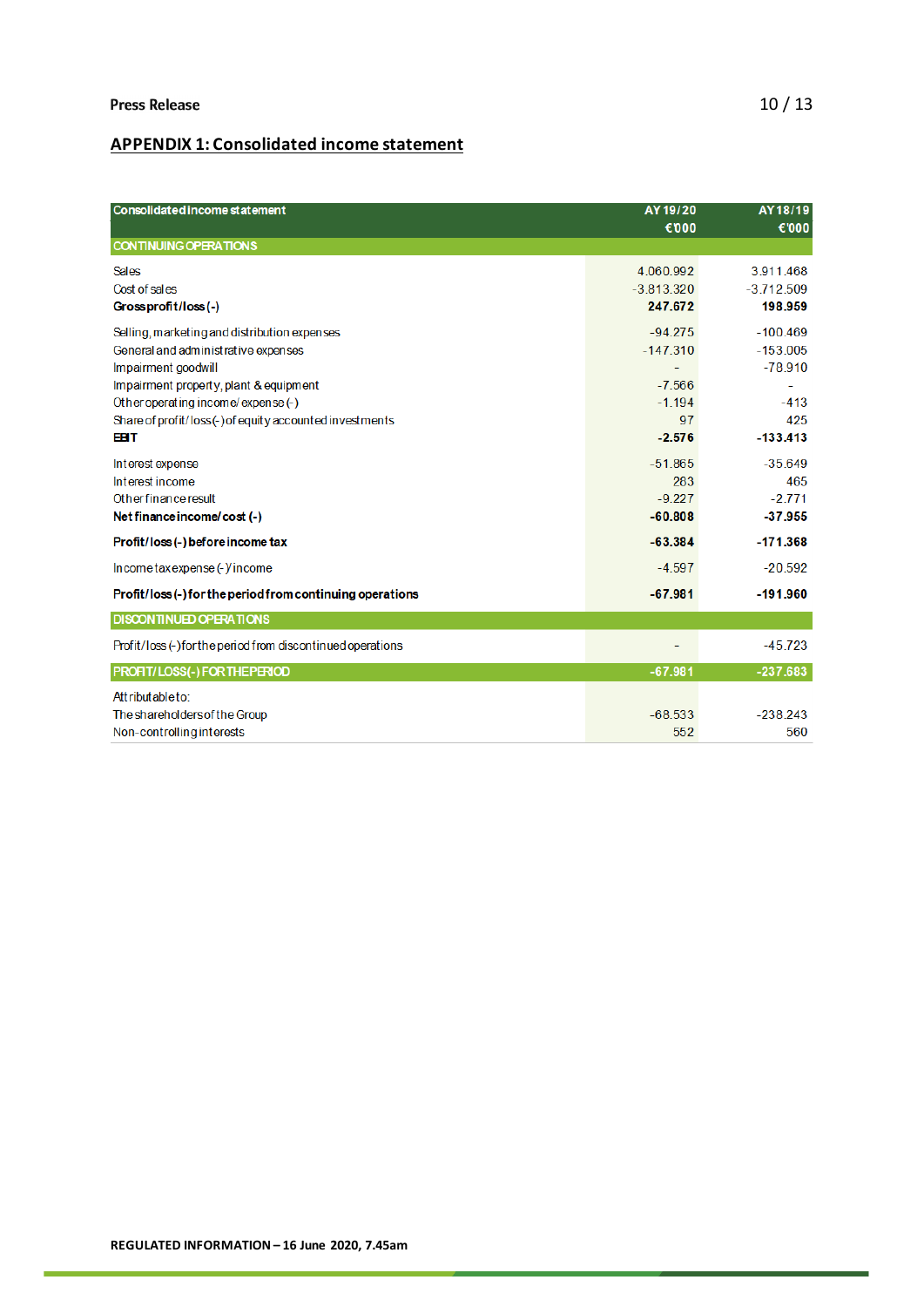## APPENDIX 1: Consolidated income statement

| Consolidated income statement | AY 19/20 €'000 | AY 18/19 €'000 |
|---|---|---|
| **CONTINUING OPERATIONS** | | |
| Sales | 4.060.992 | 3.911.468 |
| Cost of sales | -3.813.320 | -3.712.509 |
| **Gross profit/loss (-)** | **247.672** | **198.959** |
| Selling, marketing and distribution expenses | -94.275 | -100.469 |
| General and administrative expenses | -147.310 | -153.005 |
| Impairment goodwill | - | -78.910 |
| Impairment property, plant & equipment | -7.566 | - |
| Other operating income/ expense (-) | -1.194 | -413 |
| Share of profit/ loss (-) of equity accounted investments | 97 | 425 |
| **EBIT** | **-2.576** | **-133.413** |
| Interest expense | -51.865 | -35.649 |
| Interest income | 283 | 465 |
| Other finance result | -9.227 | -2.771 |
| **Net finance income/ cost (-)** | **-60.808** | **-37.955** |
| **Profit/ loss (-) before income tax** | **-63.384** | **-171.368** |
| Income tax expense (-)/ income | -4.597 | -20.592 |
| **Profit/ loss (-) for the period from continuing operations** | **-67.981** | **-191.960** |
| **DISCONTINUED OPERATIONS** | | |
| Profit/ loss (-) for the period from discontinued operations | - | -45.723 |
| **PROFIT/ LOSS(-) FOR THE PERIOD** | **-67.981** | **-237.683** |
| Attributable to: | | |
| The shareholders of the Group | -68.533 | -238.243 |
| Non-controlling interests | 552 | 560 |

**REGULATED INFORMATION – 16 June 2020, 7.45am**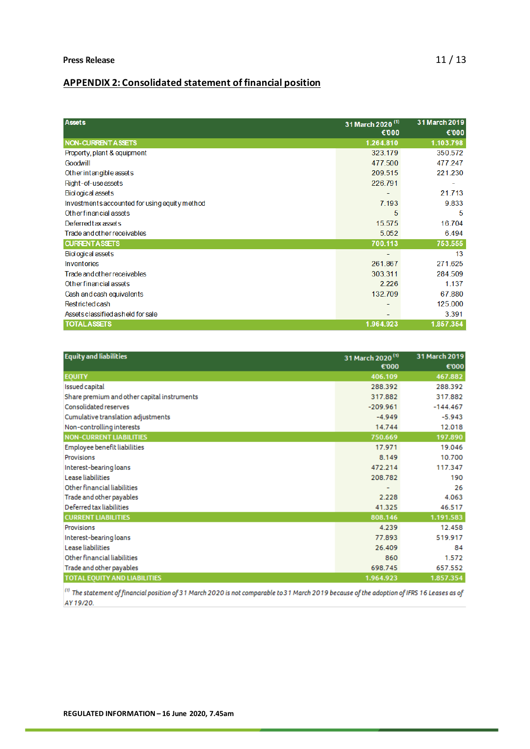**Press Release**

## APPENDIX 2: Consolidated statement of financial position

| Assets | 31 March 2020 [1] €'000 | 31 March 2019 €'000 |
|---|---|---|
| **NON-CURRENT ASSETS** | **1.264.810** | **1.103.798** |
| Property, plant & equipment | 323.179 | 350.572 |
| Goodwill | 477.500 | 477.247 |
| Other intangible assets | 209.515 | 221.230 |
| Right-of-use assets | 226.791 | - |
| Biological assets | - | 21.713 |
| Investments accounted for using equity method | 7.193 | 9.833 |
| Other financial assets | 5 | 5 |
| Deferred tax assets | 15.575 | 16.704 |
| Trade and other receivables | 5.052 | 6.494 |
| **CURRENT ASSETS** | **700.113** | **753.555** |
| Biological assets | - | 13 |
| Inventories | 261.867 | 271.625 |
| Trade and other receivables | 303.311 | 284.509 |
| Other financial assets | 2.226 | 1.137 |
| Cash and cash equivalents | 132.709 | 67.880 |
| Restricted cash | - | 125.000 |
| Assets classified as held for sale | - | 3.391 |
| **TOTAL ASSETS** | **1.964.923** | **1.857.354** |

| Equity and liabilities | 31 March 2020 [1] €'000 | 31 March 2019 €'000 |
|---|---|---|
| **EQUITY** | **406.109** | **467.882** |
| Issued capital | 288.392 | 288.392 |
| Share premium and other capital instruments | 317.882 | 317.882 |
| Consolidated reserves | -209.961 | -144.467 |
| Cumulative translation adjustments | -4.949 | -5.943 |
| Non-controlling interests | 14.744 | 12.018 |
| **NON-CURRENT LIABILITIES** | **750.669** | **197.890** |
| Employee benefit liabilities | 17.971 | 19.046 |
| Provisions | 8.149 | 10.700 |
| Interest-bearing loans | 472.214 | 117.347 |
| Lease liabilities | 208.782 | 190 |
| Other financial liabilities | - | 26 |
| Trade and other payables | 2.228 | 4.063 |
| Deferred tax liabilities | 41.325 | 46.517 |
| **CURRENT LIABILITIES** | **808.146** | **1.191.583** |
| Provisions | 4.239 | 12.458 |
| Interest-bearing loans | 77.893 | 519.917 |
| Lease liabilities | 26.409 | 84 |
| Other financial liabilities | 860 | 1.572 |
| Trade and other payables | 698.745 | 657.552 |
| **TOTAL EQUITY AND LIABILITIES** | **1.964.923** | **1.857.354** |

[1] *The statement of financial position of 31 March 2020 is not comparable to 31 March 2019 because of the adoption of IFRS 16 Leases as of AY 19/20.*

**REGULATED INFORMATION – 16 June 2020, 7.45am**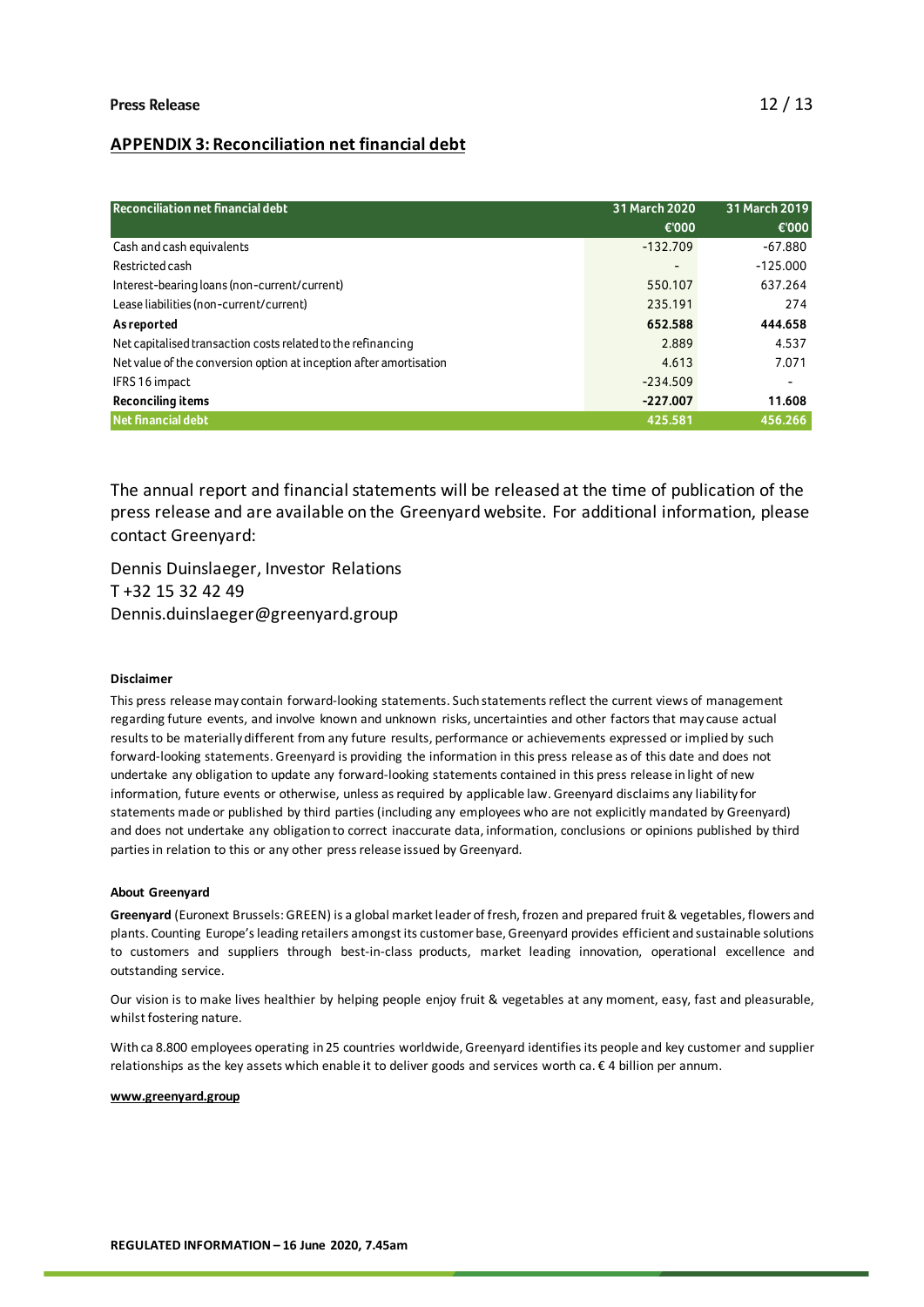## APPENDIX 3: Reconciliation net financial debt

| Reconciliation net financial debt | 31 March 2020 | 31 March 2019 |
|---|---|---|
| | €'000 | €'000 |
| Cash and cash equivalents | -132.709 | -67.880 |
| Restricted cash | - | -125.000 |
| Interest-bearing loans (non-current/current) | 550.107 | 637.264 |
| Lease liabilities (non-current/current) | 235.191 | 274 |
| **As reported** | **652.588** | **444.658** |
| Net capitalised transaction costs related to the refinancing | 2.889 | 4.537 |
| Net value of the conversion option at inception after amortisation | 4.613 | 7.071 |
| IFRS 16 impact | -234.509 | - |
| **Reconciling items** | **-227.007** | **11.608** |
| **Net financial debt** | **425.581** | **456.266** |

The annual report and financial statements will be released at the time of publication of the press release and are available on the Greenyard website. For additional information, please contact Greenyard:

Dennis Duinslaeger, Investor Relations
T +32 15 32 42 49
Dennis.duinslaeger@greenyard.group

**Disclaimer**

This press release may contain forward-looking statements. Such statements reflect the current views of management regarding future events, and involve known and unknown risks, uncertainties and other factors that may cause actual results to be materially different from any future results, performance or achievements expressed or implied by such forward-looking statements. Greenyard is providing the information in this press release as of this date and does not undertake any obligation to update any forward-looking statements contained in this press release in light of new information, future events or otherwise, unless as required by applicable law. Greenyard disclaims any liability for statements made or published by third parties (including any employees who are not explicitly mandated by Greenyard) and does not undertake any obligation to correct inaccurate data, information, conclusions or opinions published by third parties in relation to this or any other press release issued by Greenyard.

**About Greenyard**

**Greenyard** (Euronext Brussels: GREEN) is a global market leader of fresh, frozen and prepared fruit & vegetables, flowers and plants. Counting Europe's leading retailers amongst its customer base, Greenyard provides efficient and sustainable solutions to customers and suppliers through best-in-class products, market leading innovation, operational excellence and outstanding service.

Our vision is to make lives healthier by helping people enjoy fruit & vegetables at any moment, easy, fast and pleasurable, whilst fostering nature.

With ca 8.800 employees operating in 25 countries worldwide, Greenyard identifies its people and key customer and supplier relationships as the key assets which enable it to deliver goods and services worth ca. € 4 billion per annum.

www.greenyard.group

**REGULATED INFORMATION – 16 June 2020, 7.45am**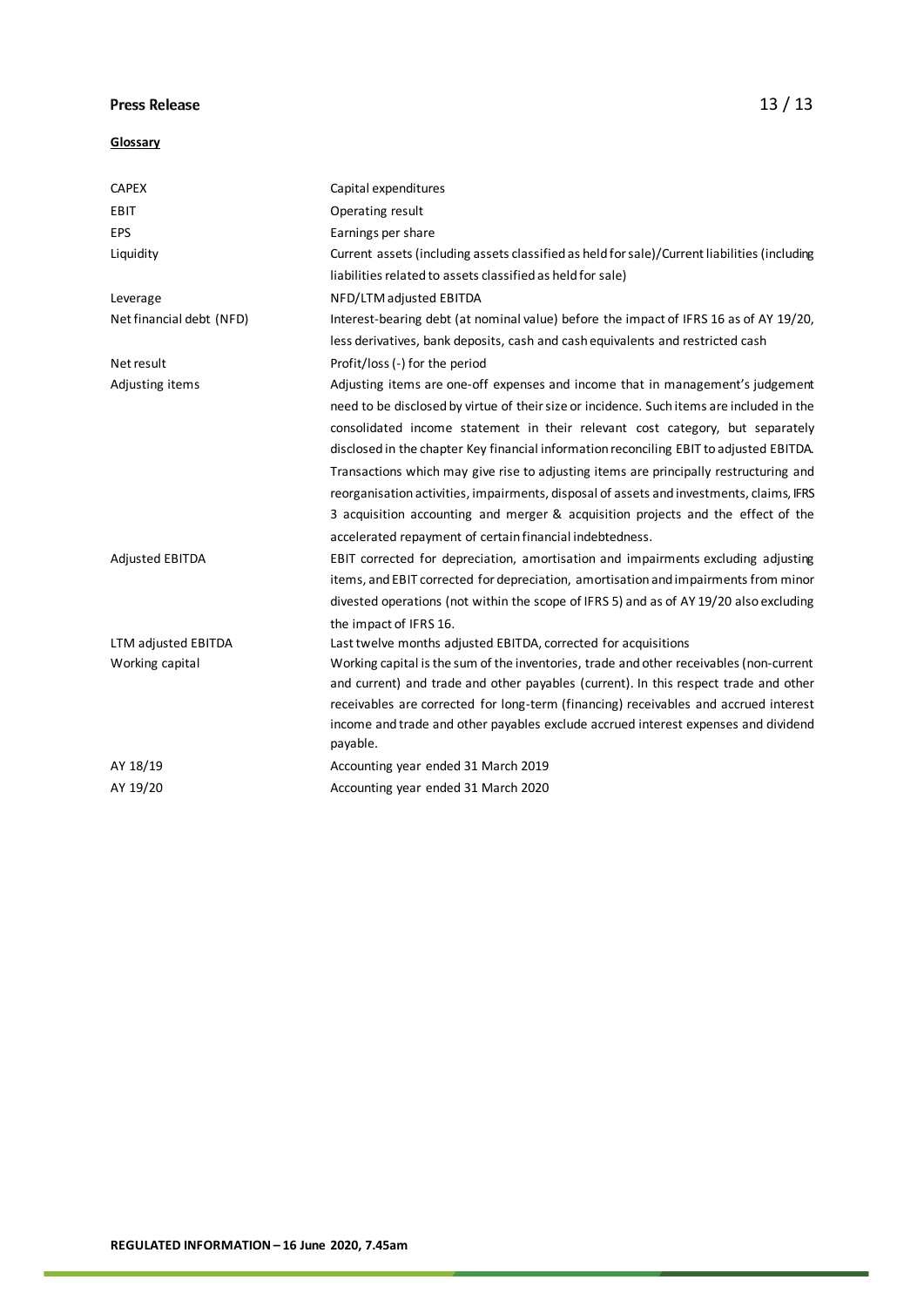**Glossary**

| | |
|---|---|
| CAPEX | Capital expenditures |
| EBIT | Operating result |
| EPS | Earnings per share |
| Liquidity | Current assets (including assets classified as held for sale)/Current liabilities (including liabilities related to assets classified as held for sale) |
| Leverage | NFD/LTM adjusted EBITDA |
| Net financial debt (NFD) | Interest-bearing debt (at nominal value) before the impact of IFRS 16 as of AY 19/20, less derivatives, bank deposits, cash and cash equivalents and restricted cash |
| Net result | Profit/loss (-) for the period |
| Adjusting items | Adjusting items are one-off expenses and income that in management's judgement need to be disclosed by virtue of their size or incidence. Such items are included in the consolidated income statement in their relevant cost category, but separately disclosed in the chapter Key financial information reconciling EBIT to adjusted EBITDA. Transactions which may give rise to adjusting items are principally restructuring and reorganisation activities, impairments, disposal of assets and investments, claims, IFRS 3 acquisition accounting and merger & acquisition projects and the effect of the accelerated repayment of certain financial indebtedness. |
| Adjusted EBITDA | EBIT corrected for depreciation, amortisation and impairments excluding adjusting items, and EBIT corrected for depreciation, amortisation and impairments from minor divested operations (not within the scope of IFRS 5) and as of AY 19/20 also excluding the impact of IFRS 16. |
| LTM adjusted EBITDA | Last twelve months adjusted EBITDA, corrected for acquisitions |
| Working capital | Working capital is the sum of the inventories, trade and other receivables (non-current and current) and trade and other payables (current). In this respect trade and other receivables are corrected for long-term (financing) receivables and accrued interest income and trade and other payables exclude accrued interest expenses and dividend payable. |
| AY 18/19 | Accounting year ended 31 March 2019 |
| AY 19/20 | Accounting year ended 31 March 2020 |